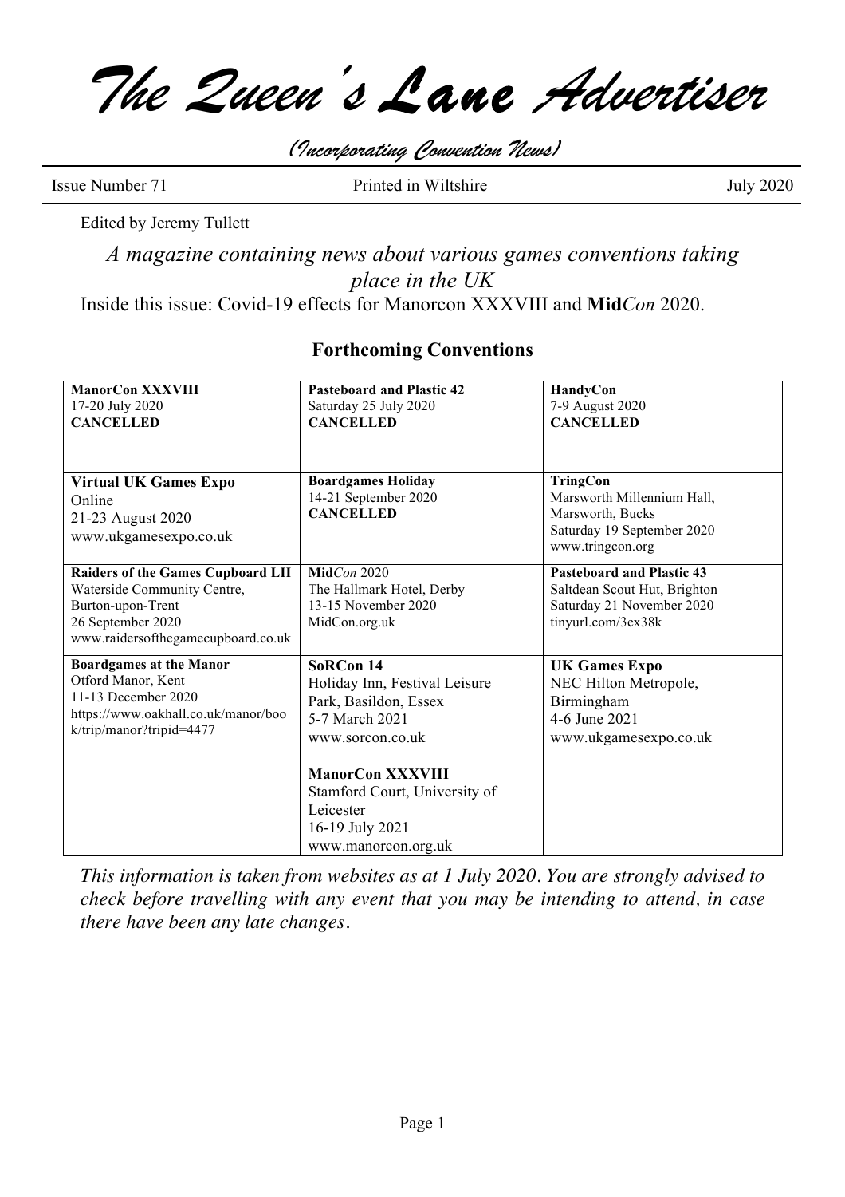# *The Queen's Lane Advertiser*

*(Incorporating Convention News)*

Issue Number 71 | Printed in Wiltshire | July 2020

Edited by Jeremy Tullett

*A magazine containing news about various games conventions taking place in the UK*

Inside this issue: Covid-19 effects for Manorcon XXXVIII and **Mid***Con* 2020.

## Forthcoming Conventions

| | | |
|---|---|---|
| **ManorCon XXXVIII**<br>17-20 July 2020<br>**CANCELLED** | **Pasteboard and Plastic 42**<br>Saturday 25 July 2020<br>**CANCELLED** | **HandyCon**<br>7-9 August 2020<br>**CANCELLED** |
| **Virtual UK Games Expo**<br>Online<br>21-23 August 2020<br>www.ukgamesexpo.co.uk | **Boardgames Holiday**<br>14-21 September 2020<br>**CANCELLED** | **TringCon**<br>Marsworth Millennium Hall, Marsworth, Bucks<br>Saturday 19 September 2020<br>www.tringcon.org |
| **Raiders of the Games Cupboard LII**<br>Waterside Community Centre, Burton-upon-Trent<br>26 September 2020<br>www.raidersofthegamecupboard.co.uk | **Mid***Con* 2020<br>The Hallmark Hotel, Derby<br>13-15 November 2020<br>MidCon.org.uk | **Pasteboard and Plastic 43**<br>Saltdean Scout Hut, Brighton<br>Saturday 21 November 2020<br>tinyurl.com/3ex38k |
| **Boardgames at the Manor**<br>Otford Manor, Kent<br>11-13 December 2020<br>https://www.oakhall.co.uk/manor/book/trip/manor?tripid=4477 | **SoRCon 14**<br>Holiday Inn, Festival Leisure Park, Basildon, Essex<br>5-7 March 2021<br>www.sorcon.co.uk | **UK Games Expo**<br>NEC Hilton Metropole, Birmingham<br>4-6 June 2021<br>www.ukgamesexpo.co.uk |
| | **ManorCon XXXVIII**<br>Stamford Court, University of Leicester<br>16-19 July 2021<br>www.manorcon.org.uk | |

*This information is taken from websites as at 1 July 2020. You are strongly advised to check before travelling with any event that you may be intending to attend, in case there have been any late changes.*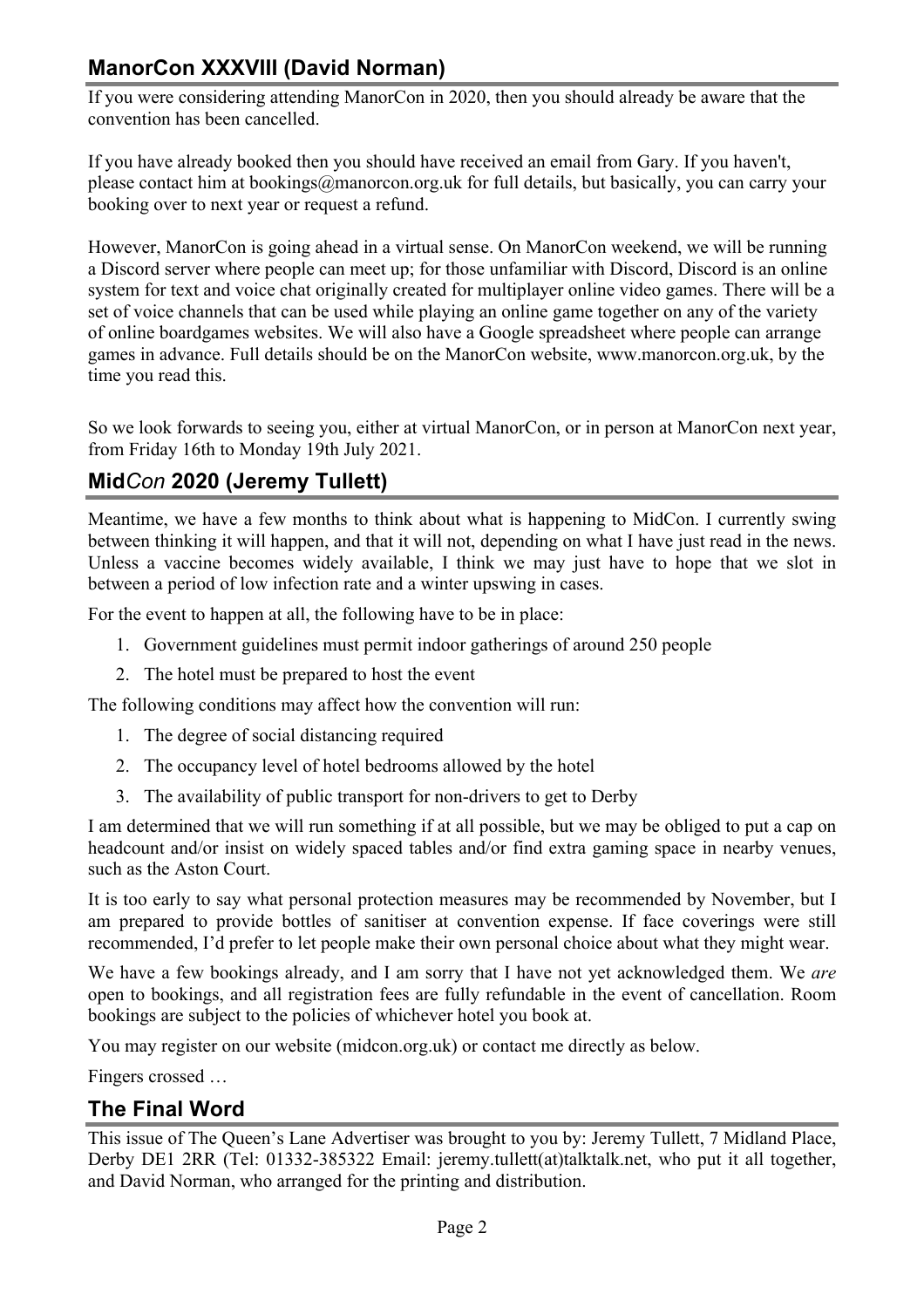## ManorCon XXXVIII (David Norman)

If you were considering attending ManorCon in 2020, then you should already be aware that the convention has been cancelled.

If you have already booked then you should have received an email from Gary. If you haven't, please contact him at bookings@manorcon.org.uk for full details, but basically, you can carry your booking over to next year or request a refund.

However, ManorCon is going ahead in a virtual sense. On ManorCon weekend, we will be running a Discord server where people can meet up; for those unfamiliar with Discord, Discord is an online system for text and voice chat originally created for multiplayer online video games. There will be a set of voice channels that can be used while playing an online game together on any of the variety of online boardgames websites. We will also have a Google spreadsheet where people can arrange games in advance. Full details should be on the ManorCon website, www.manorcon.org.uk, by the time you read this.

So we look forwards to seeing you, either at virtual ManorCon, or in person at ManorCon next year, from Friday 16th to Monday 19th July 2021.

## Mid*Con* 2020 (Jeremy Tullett)

Meantime, we have a few months to think about what is happening to MidCon. I currently swing between thinking it will happen, and that it will not, depending on what I have just read in the news. Unless a vaccine becomes widely available, I think we may just have to hope that we slot in between a period of low infection rate and a winter upswing in cases.

For the event to happen at all, the following have to be in place:

1. Government guidelines must permit indoor gatherings of around 250 people
2. The hotel must be prepared to host the event

The following conditions may affect how the convention will run:

1. The degree of social distancing required
2. The occupancy level of hotel bedrooms allowed by the hotel
3. The availability of public transport for non-drivers to get to Derby

I am determined that we will run something if at all possible, but we may be obliged to put a cap on headcount and/or insist on widely spaced tables and/or find extra gaming space in nearby venues, such as the Aston Court.

It is too early to say what personal protection measures may be recommended by November, but I am prepared to provide bottles of sanitiser at convention expense. If face coverings were still recommended, I'd prefer to let people make their own personal choice about what they might wear.

We have a few bookings already, and I am sorry that I have not yet acknowledged them. We *are* open to bookings, and all registration fees are fully refundable in the event of cancellation. Room bookings are subject to the policies of whichever hotel you book at.

You may register on our website (midcon.org.uk) or contact me directly as below.

Fingers crossed …

## The Final Word

This issue of The Queen's Lane Advertiser was brought to you by: Jeremy Tullett, 7 Midland Place, Derby DE1 2RR (Tel: 01332-385322 Email: jeremy.tullett(at)talktalk.net, who put it all together, and David Norman, who arranged for the printing and distribution.